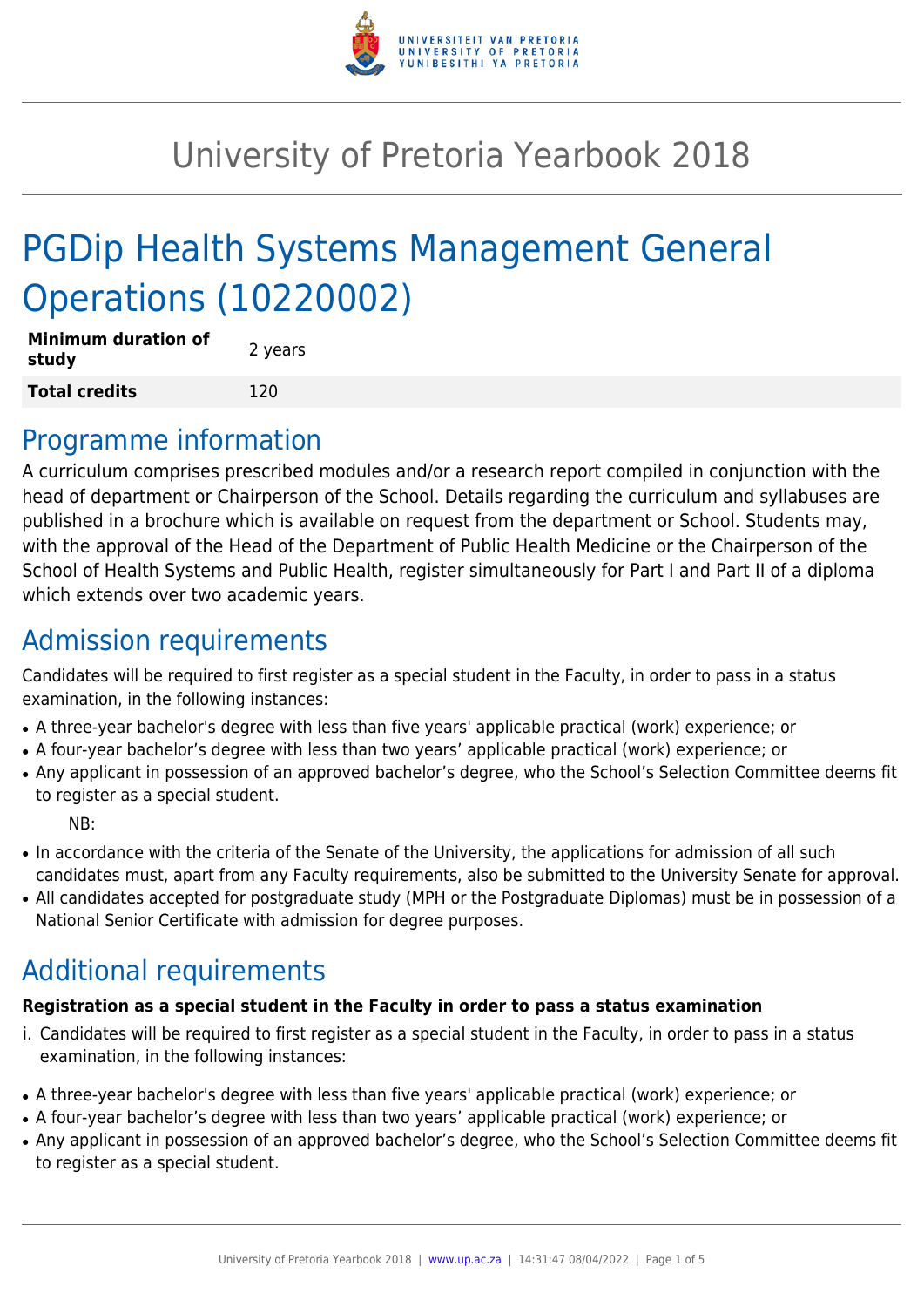# University of Pretoria Yearbook 2018

# PGDip Health Systems Management General Operations (10220002)

| **Minimum duration of study** | 2 years |
|---|---|
| **Total credits** | 120 |

## Programme information

A curriculum comprises prescribed modules and/or a research report compiled in conjunction with the head of department or Chairperson of the School. Details regarding the curriculum and syllabuses are published in a brochure which is available on request from the department or School. Students may, with the approval of the Head of the Department of Public Health Medicine or the Chairperson of the School of Health Systems and Public Health, register simultaneously for Part I and Part II of a diploma which extends over two academic years.

## Admission requirements

Candidates will be required to first register as a special student in the Faculty, in order to pass in a status examination, in the following instances:

- A three-year bachelor's degree with less than five years' applicable practical (work) experience; or
- A four-year bachelor's degree with less than two years' applicable practical (work) experience; or
- Any applicant in possession of an approved bachelor's degree, who the School's Selection Committee deems fit to register as a special student.

NB:

- In accordance with the criteria of the Senate of the University, the applications for admission of all such candidates must, apart from any Faculty requirements, also be submitted to the University Senate for approval.
- All candidates accepted for postgraduate study (MPH or the Postgraduate Diplomas) must be in possession of a National Senior Certificate with admission for degree purposes.

## Additional requirements

**Registration as a special student in the Faculty in order to pass a status examination**

i. Candidates will be required to first register as a special student in the Faculty, in order to pass in a status examination, in the following instances:

- A three-year bachelor's degree with less than five years' applicable practical (work) experience; or
- A four-year bachelor's degree with less than two years' applicable practical (work) experience; or
- Any applicant in possession of an approved bachelor's degree, who the School's Selection Committee deems fit to register as a special student.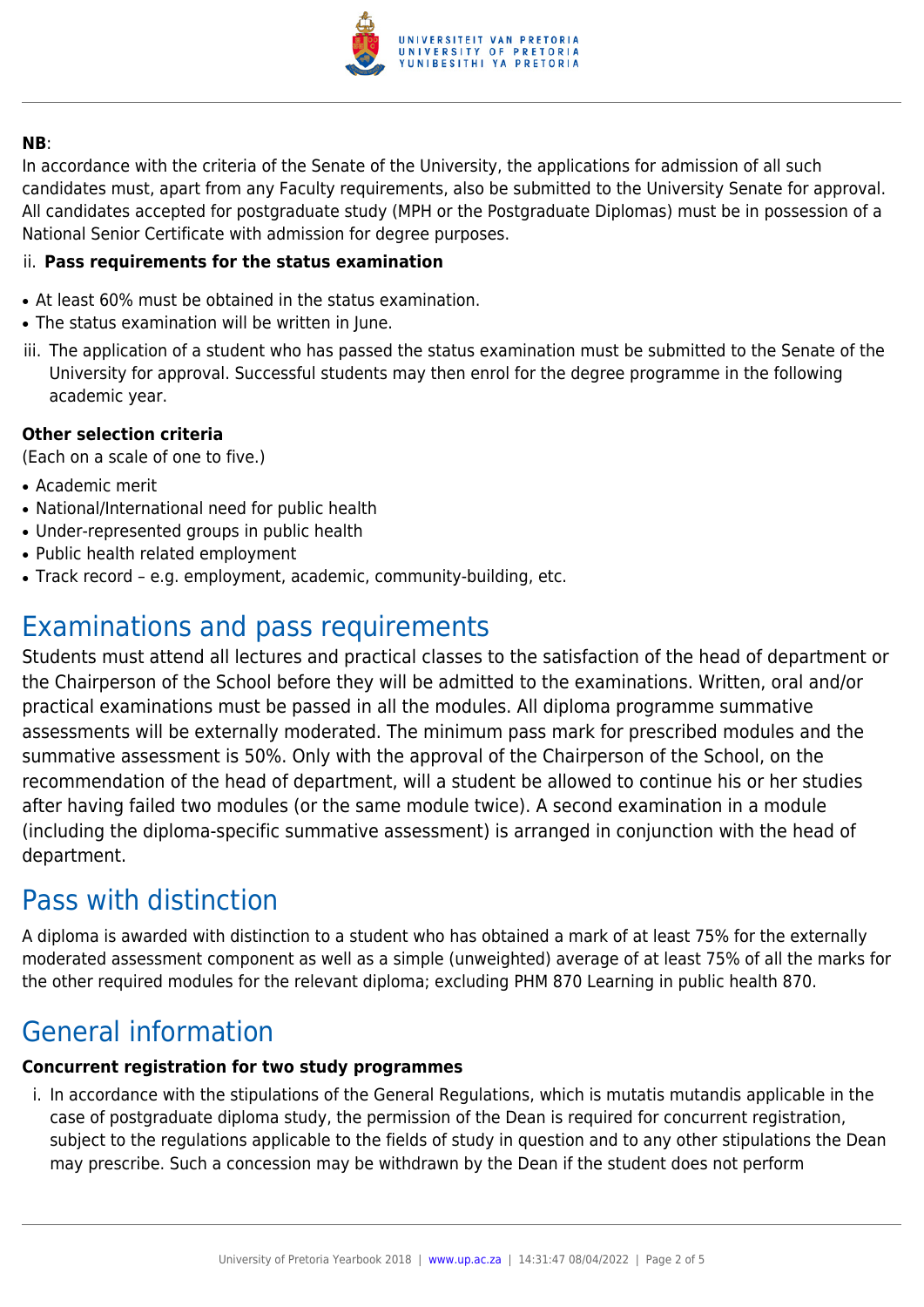**NB**:
In accordance with the criteria of the Senate of the University, the applications for admission of all such candidates must, apart from any Faculty requirements, also be submitted to the University Senate for approval. All candidates accepted for postgraduate study (MPH or the Postgraduate Diplomas) must be in possession of a National Senior Certificate with admission for degree purposes.

ii. **Pass requirements for the status examination**

- At least 60% must be obtained in the status examination.
- The status examination will be written in June.

iii. The application of a student who has passed the status examination must be submitted to the Senate of the University for approval. Successful students may then enrol for the degree programme in the following academic year.

**Other selection criteria**
(Each on a scale of one to five.)

- Academic merit
- National/International need for public health
- Under-represented groups in public health
- Public health related employment
- Track record – e.g. employment, academic, community-building, etc.

# Examinations and pass requirements

Students must attend all lectures and practical classes to the satisfaction of the head of department or the Chairperson of the School before they will be admitted to the examinations. Written, oral and/or practical examinations must be passed in all the modules. All diploma programme summative assessments will be externally moderated. The minimum pass mark for prescribed modules and the summative assessment is 50%. Only with the approval of the Chairperson of the School, on the recommendation of the head of department, will a student be allowed to continue his or her studies after having failed two modules (or the same module twice). A second examination in a module (including the diploma-specific summative assessment) is arranged in conjunction with the head of department.

# Pass with distinction

A diploma is awarded with distinction to a student who has obtained a mark of at least 75% for the externally moderated assessment component as well as a simple (unweighted) average of at least 75% of all the marks for the other required modules for the relevant diploma; excluding PHM 870 Learning in public health 870.

# General information

**Concurrent registration for two study programmes**

i. In accordance with the stipulations of the General Regulations, which is mutatis mutandis applicable in the case of postgraduate diploma study, the permission of the Dean is required for concurrent registration, subject to the regulations applicable to the fields of study in question and to any other stipulations the Dean may prescribe. Such a concession may be withdrawn by the Dean if the student does not perform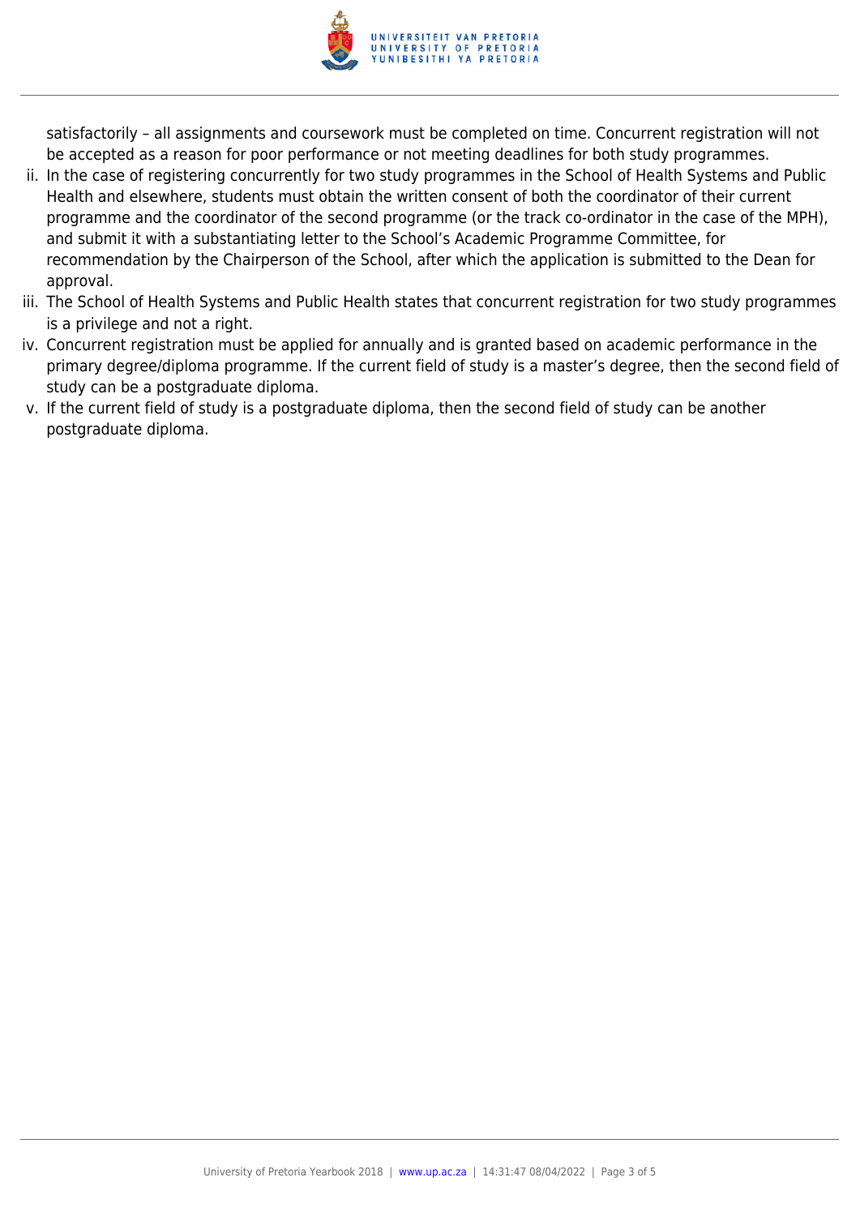satisfactorily – all assignments and coursework must be completed on time. Concurrent registration will not be accepted as a reason for poor performance or not meeting deadlines for both study programmes.

ii. In the case of registering concurrently for two study programmes in the School of Health Systems and Public Health and elsewhere, students must obtain the written consent of both the coordinator of their current programme and the coordinator of the second programme (or the track co-ordinator in the case of the MPH), and submit it with a substantiating letter to the School's Academic Programme Committee, for recommendation by the Chairperson of the School, after which the application is submitted to the Dean for approval.

iii. The School of Health Systems and Public Health states that concurrent registration for two study programmes is a privilege and not a right.

iv. Concurrent registration must be applied for annually and is granted based on academic performance in the primary degree/diploma programme. If the current field of study is a master's degree, then the second field of study can be a postgraduate diploma.

v. If the current field of study is a postgraduate diploma, then the second field of study can be another postgraduate diploma.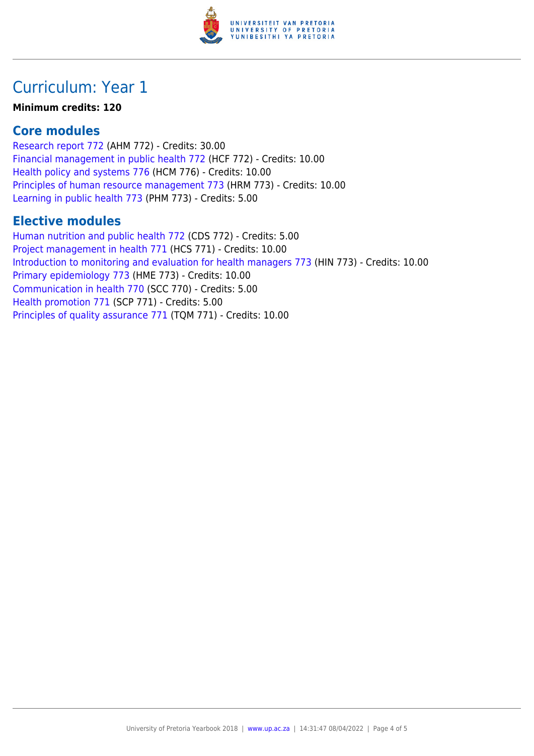# Curriculum: Year 1

**Minimum credits: 120**

## Core modules

Research report 772 (AHM 772) - Credits: 30.00
Financial management in public health 772 (HCF 772) - Credits: 10.00
Health policy and systems 776 (HCM 776) - Credits: 10.00
Principles of human resource management 773 (HRM 773) - Credits: 10.00
Learning in public health 773 (PHM 773) - Credits: 5.00

## Elective modules

Human nutrition and public health 772 (CDS 772) - Credits: 5.00
Project management in health 771 (HCS 771) - Credits: 10.00
Introduction to monitoring and evaluation for health managers 773 (HIN 773) - Credits: 10.00
Primary epidemiology 773 (HME 773) - Credits: 10.00
Communication in health 770 (SCC 770) - Credits: 5.00
Health promotion 771 (SCP 771) - Credits: 5.00
Principles of quality assurance 771 (TQM 771) - Credits: 10.00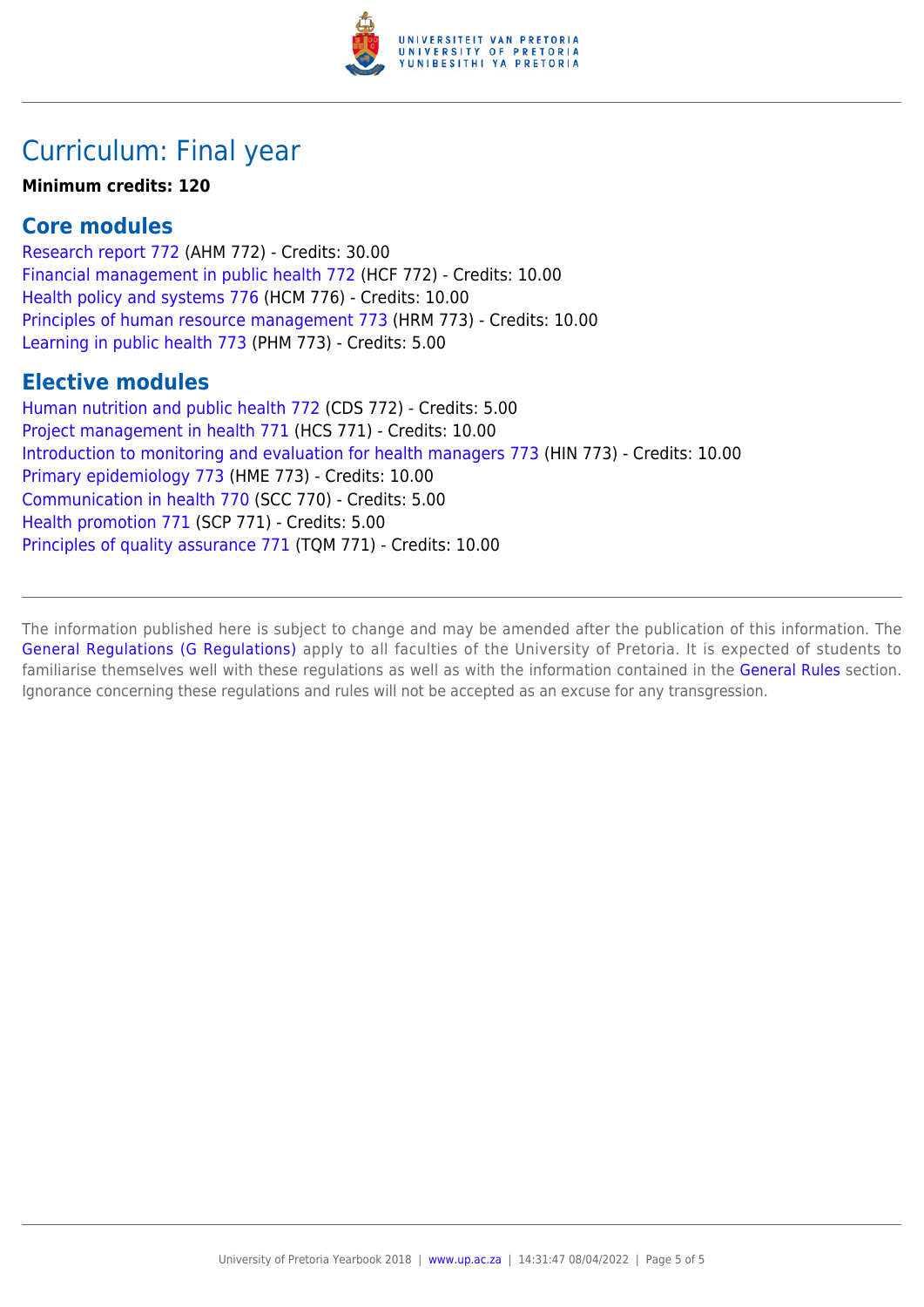# Curriculum: Final year

**Minimum credits: 120**

## Core modules

Research report 772 (AHM 772) - Credits: 30.00
Financial management in public health 772 (HCF 772) - Credits: 10.00
Health policy and systems 776 (HCM 776) - Credits: 10.00
Principles of human resource management 773 (HRM 773) - Credits: 10.00
Learning in public health 773 (PHM 773) - Credits: 5.00

## Elective modules

Human nutrition and public health 772 (CDS 772) - Credits: 5.00
Project management in health 771 (HCS 771) - Credits: 10.00
Introduction to monitoring and evaluation for health managers 773 (HIN 773) - Credits: 10.00
Primary epidemiology 773 (HME 773) - Credits: 10.00
Communication in health 770 (SCC 770) - Credits: 5.00
Health promotion 771 (SCP 771) - Credits: 5.00
Principles of quality assurance 771 (TQM 771) - Credits: 10.00

---

The information published here is subject to change and may be amended after the publication of this information. The General Regulations (G Regulations) apply to all faculties of the University of Pretoria. It is expected of students to familiarise themselves well with these regulations as well as with the information contained in the General Rules section. Ignorance concerning these regulations and rules will not be accepted as an excuse for any transgression.